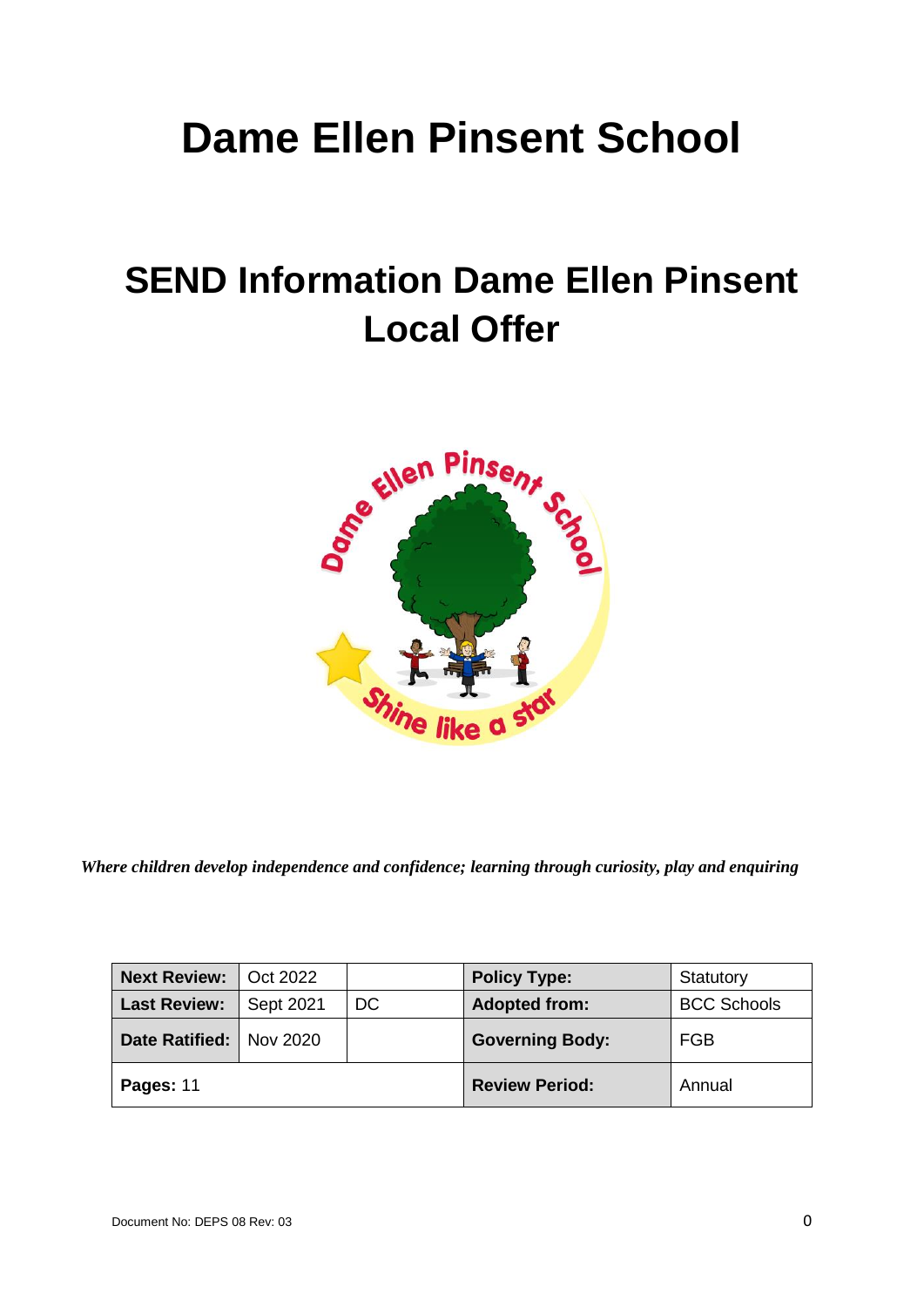# Dame Ellen Pinsent School

## SEND Information Dame Ellen Pinsent Local Offer

*Where children develop independence and confidence; learning through curiosity, play and enquiring*

| **Next Review:** | Oct 2022 | | **Policy Type:** | Statutory |
|---|---|---|---|---|
| **Last Review:** | Sept 2021 | DC | **Adopted from:** | BCC Schools |
| **Date Ratified:** | Nov 2020 | | **Governing Body:** | FGB |
| **Pages:** 11 | | | **Review Period:** | Annual |

Document No: DEPS 08 Rev: 03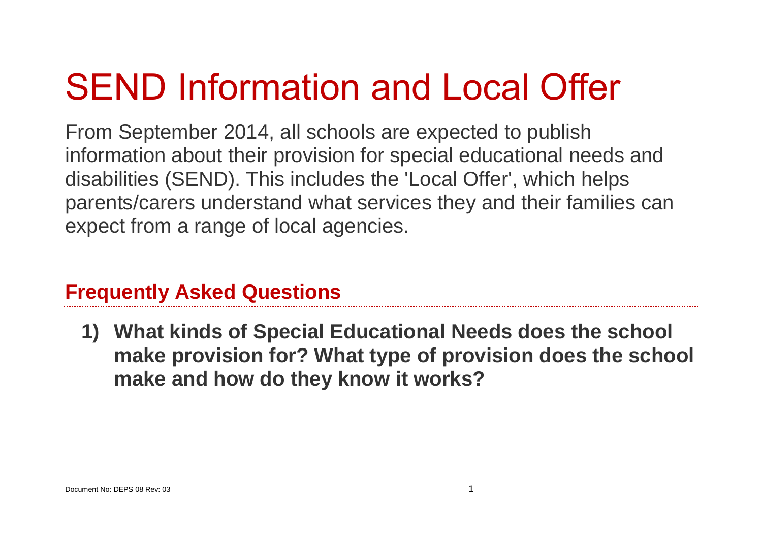# SEND Information and Local Offer

From September 2014, all schools are expected to publish information about their provision for special educational needs and disabilities (SEND). This includes the 'Local Offer', which helps parents/carers understand what services they and their families can expect from a range of local agencies.

## Frequently Asked Questions

1) **What kinds of Special Educational Needs does the school make provision for? What type of provision does the school make and how do they know it works?**

Document No: DEPS 08 Rev: 03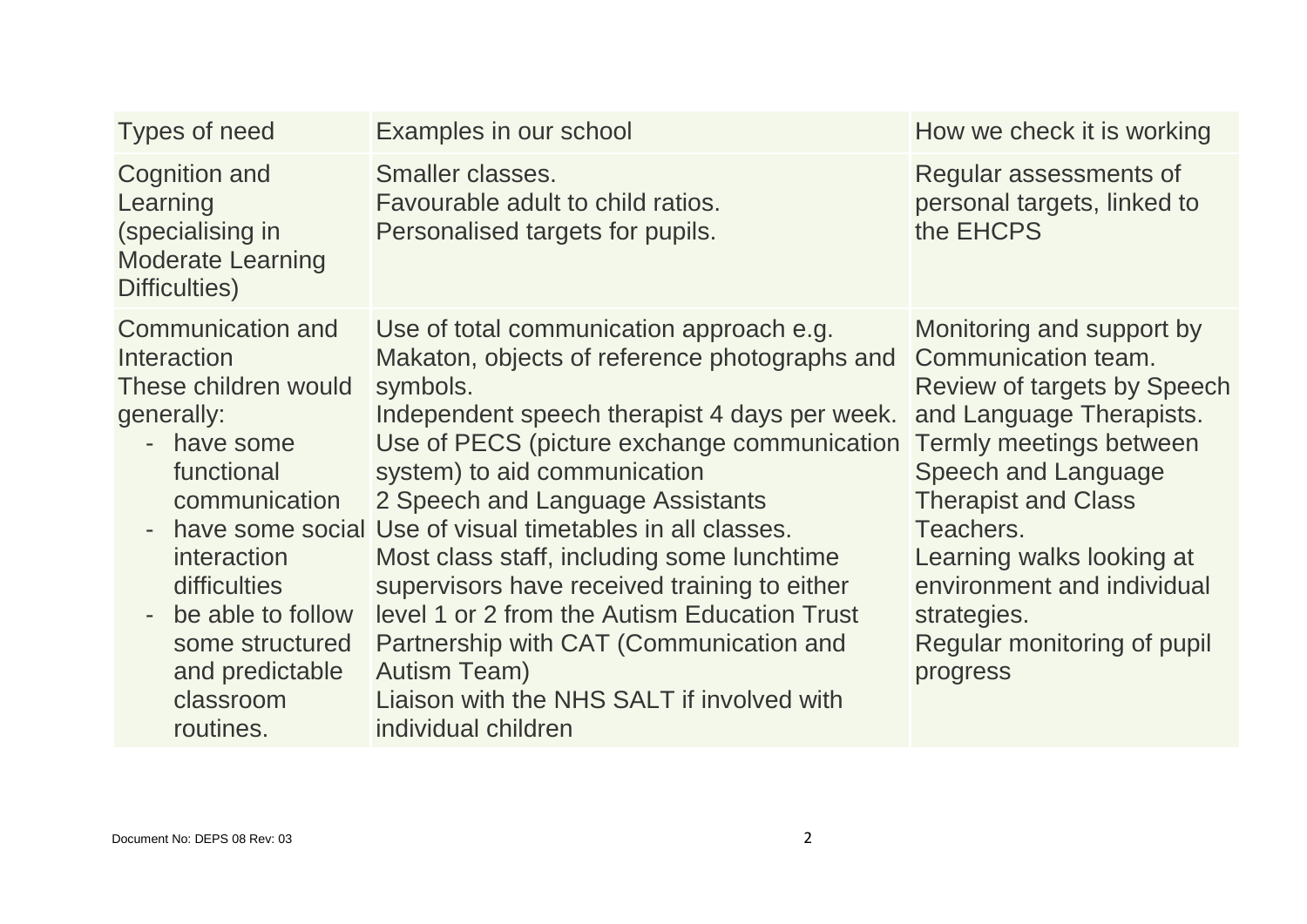| Types of need | Examples in our school | How we check it is working |
| --- | --- | --- |
| Cognition and Learning (specialising in Moderate Learning Difficulties) | Smaller classes.<br>Favourable adult to child ratios.<br>Personalised targets for pupils. | Regular assessments of personal targets, linked to the EHCPS |
| Communication and Interaction<br>These children would generally:<br>- have some functional communication<br>- have some social interaction difficulties<br>- be able to follow some structured and predictable classroom routines. | Use of total communication approach e.g. Makaton, objects of reference photographs and symbols.<br>Independent speech therapist 4 days per week.<br>Use of PECS (picture exchange communication system) to aid communication<br>2 Speech and Language Assistants<br>Use of visual timetables in all classes.<br>Most class staff, including some lunchtime supervisors have received training to either level 1 or 2 from the Autism Education Trust<br>Partnership with CAT (Communication and Autism Team)<br>Liaison with the NHS SALT if involved with individual children | Monitoring and support by Communication team.<br>Review of targets by Speech and Language Therapists.<br>Termly meetings between Speech and Language Therapist and Class Teachers.<br>Learning walks looking at environment and individual strategies.<br>Regular monitoring of pupil progress |

Document No: DEPS 08 Rev: 03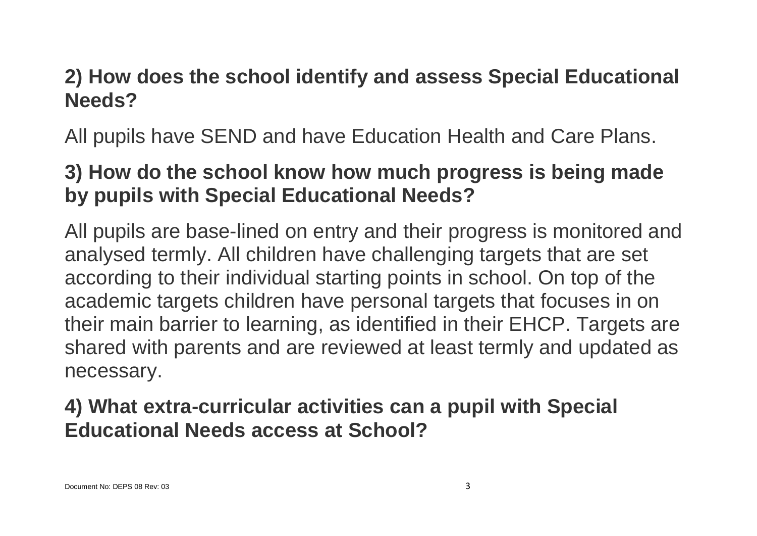**2) How does the school identify and assess Special Educational Needs?**

All pupils have SEND and have Education Health and Care Plans.

**3) How do the school know how much progress is being made by pupils with Special Educational Needs?**

All pupils are base-lined on entry and their progress is monitored and analysed termly. All children have challenging targets that are set according to their individual starting points in school. On top of the academic targets children have personal targets that focuses in on their main barrier to learning, as identified in their EHCP. Targets are shared with parents and are reviewed at least termly and updated as necessary.

**4) What extra-curricular activities can a pupil with Special Educational Needs access at School?**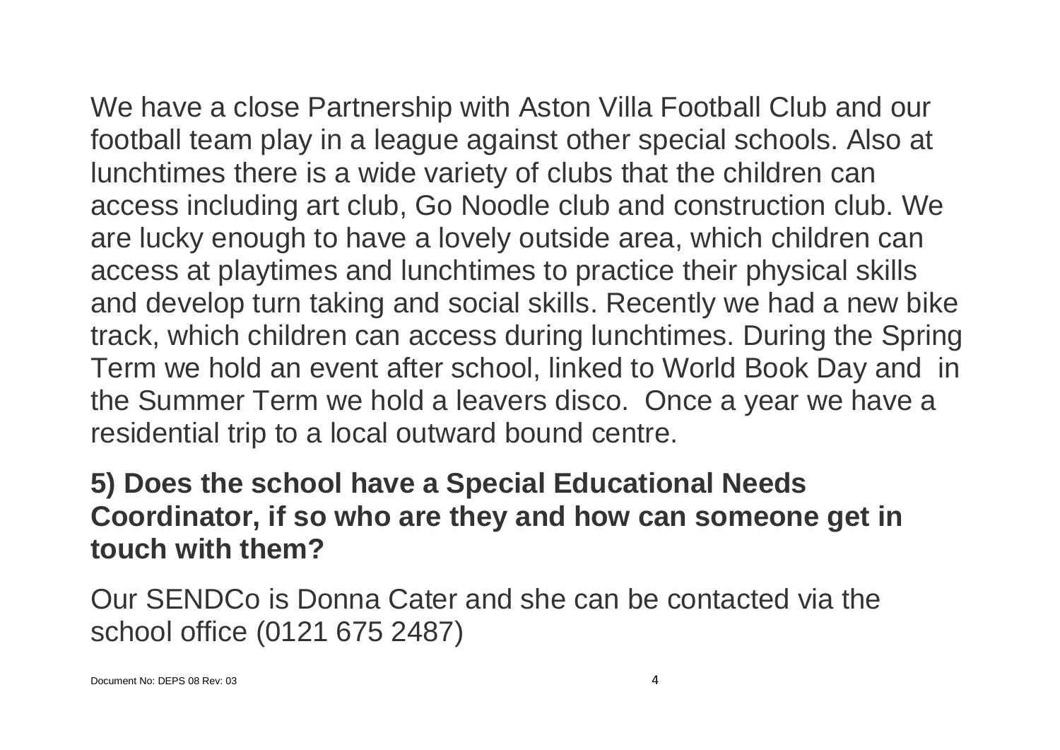We have a close Partnership with Aston Villa Football Club and our football team play in a league against other special schools. Also at lunchtimes there is a wide variety of clubs that the children can access including art club, Go Noodle club and construction club. We are lucky enough to have a lovely outside area, which children can access at playtimes and lunchtimes to practice their physical skills and develop turn taking and social skills. Recently we had a new bike track, which children can access during lunchtimes. During the Spring Term we hold an event after school, linked to World Book Day and in the Summer Term we hold a leavers disco. Once a year we have a residential trip to a local outward bound centre.

**5) Does the school have a Special Educational Needs Coordinator, if so who are they and how can someone get in touch with them?**

Our SENDCo is Donna Cater and she can be contacted via the school office (0121 675 2487)

Document No: DEPS 08 Rev: 03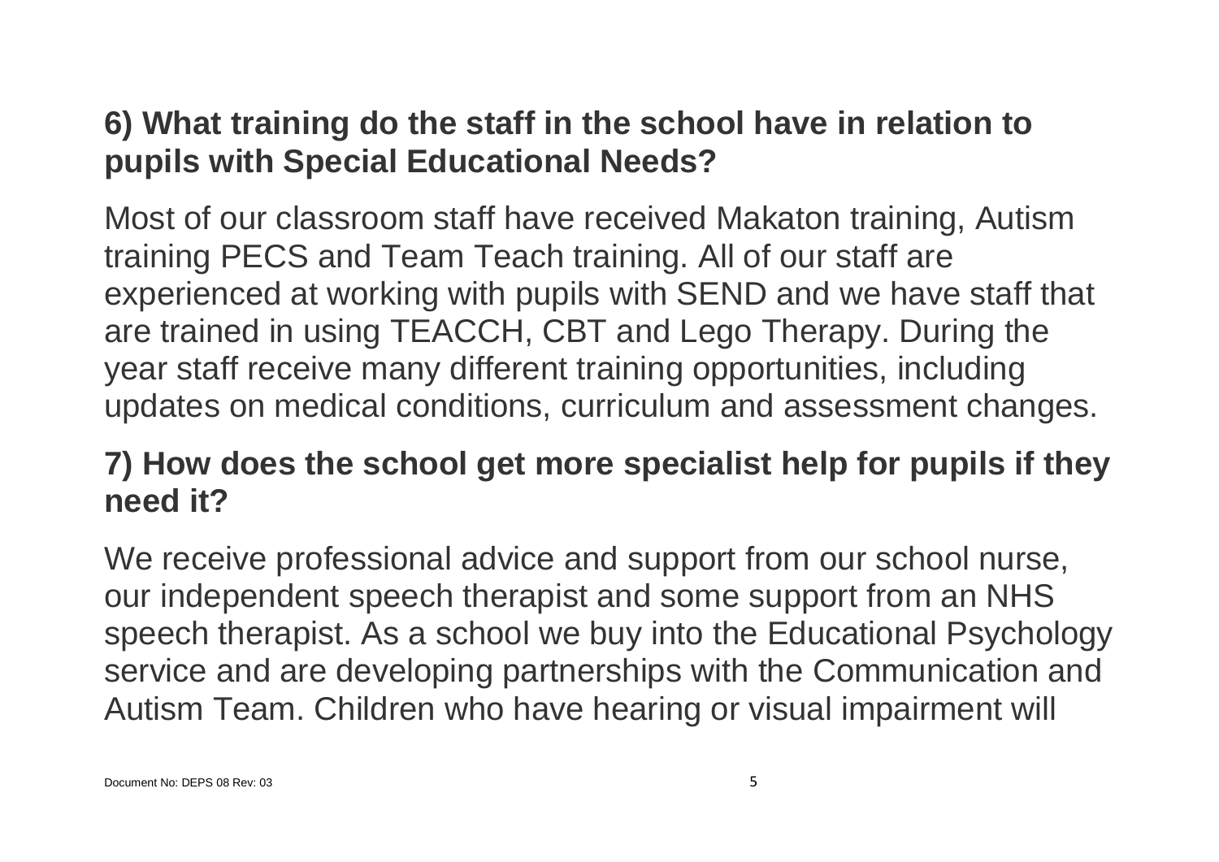## 6) What training do the staff in the school have in relation to pupils with Special Educational Needs?

Most of our classroom staff have received Makaton training, Autism training PECS and Team Teach training. All of our staff are experienced at working with pupils with SEND and we have staff that are trained in using TEACCH, CBT and Lego Therapy. During the year staff receive many different training opportunities, including updates on medical conditions, curriculum and assessment changes.

## 7) How does the school get more specialist help for pupils if they need it?

We receive professional advice and support from our school nurse, our independent speech therapist and some support from an NHS speech therapist. As a school we buy into the Educational Psychology service and are developing partnerships with the Communication and Autism Team. Children who have hearing or visual impairment will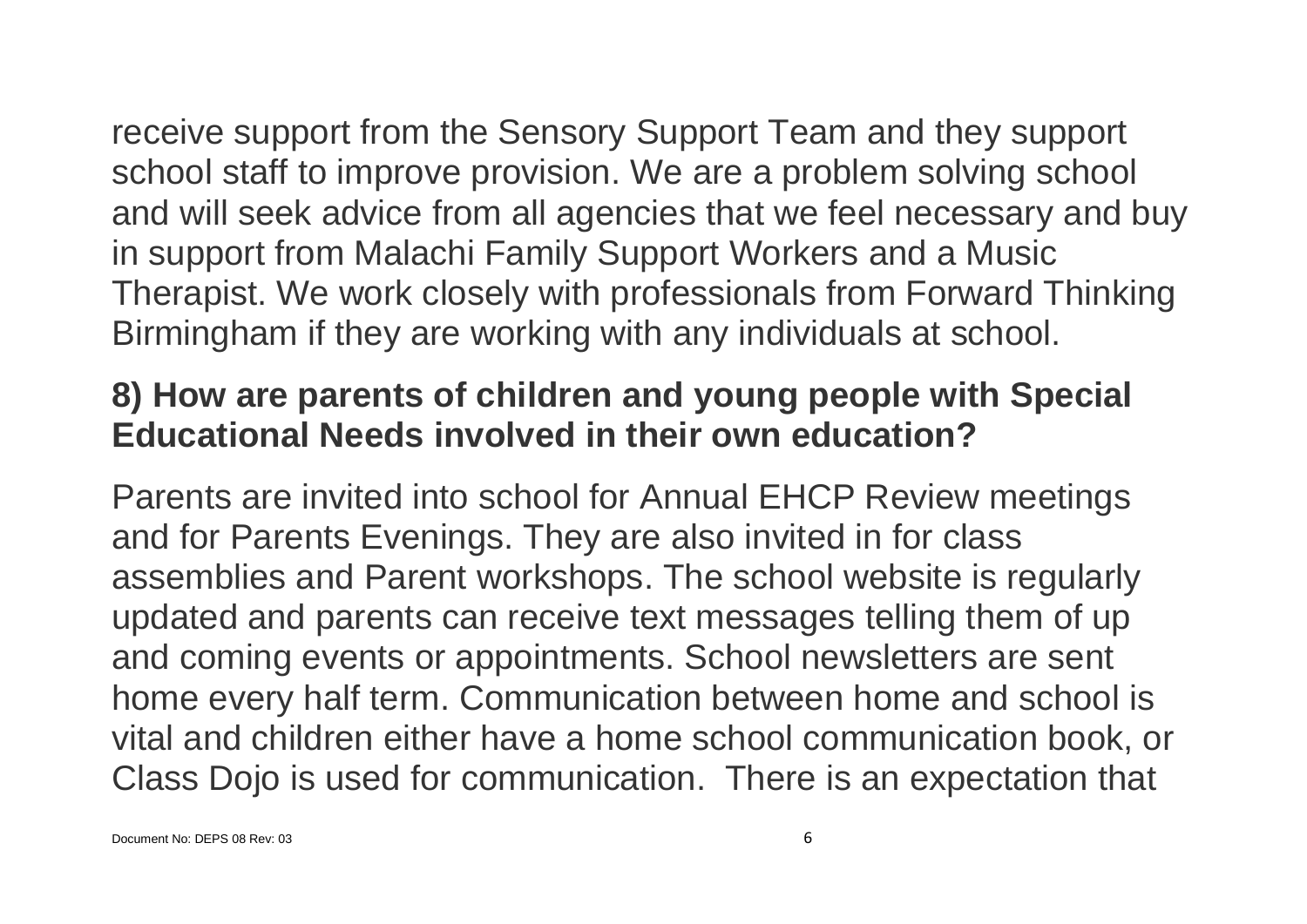receive support from the Sensory Support Team and they support school staff to improve provision. We are a problem solving school and will seek advice from all agencies that we feel necessary and buy in support from Malachi Family Support Workers and a Music Therapist. We work closely with professionals from Forward Thinking Birmingham if they are working with any individuals at school.

**8) How are parents of children and young people with Special Educational Needs involved in their own education?**

Parents are invited into school for Annual EHCP Review meetings and for Parents Evenings. They are also invited in for class assemblies and Parent workshops. The school website is regularly updated and parents can receive text messages telling them of up and coming events or appointments. School newsletters are sent home every half term. Communication between home and school is vital and children either have a home school communication book, or Class Dojo is used for communication. There is an expectation that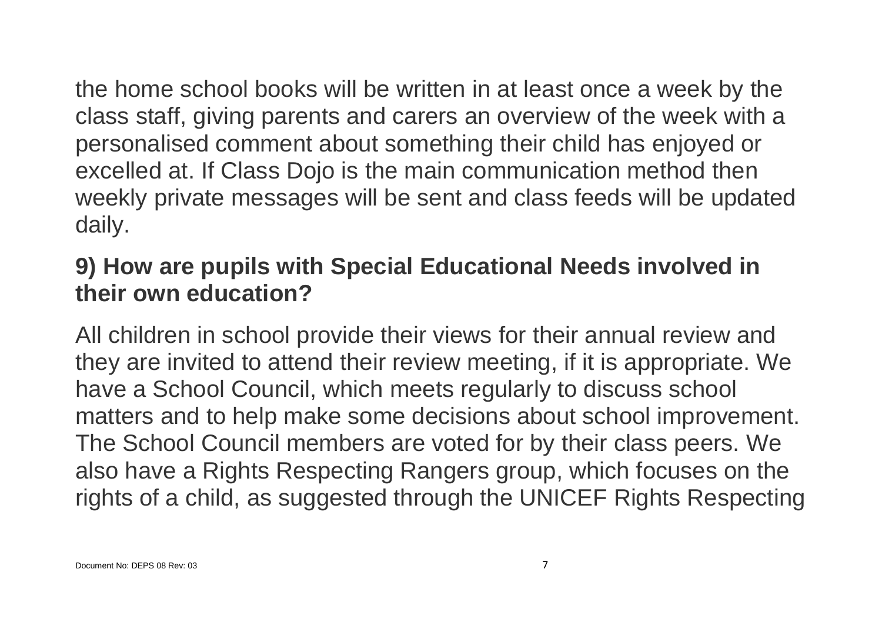the home school books will be written in at least once a week by the class staff, giving parents and carers an overview of the week with a personalised comment about something their child has enjoyed or excelled at. If Class Dojo is the main communication method then weekly private messages will be sent and class feeds will be updated daily.

## 9) How are pupils with Special Educational Needs involved in their own education?

All children in school provide their views for their annual review and they are invited to attend their review meeting, if it is appropriate. We have a School Council, which meets regularly to discuss school matters and to help make some decisions about school improvement. The School Council members are voted for by their class peers. We also have a Rights Respecting Rangers group, which focuses on the rights of a child, as suggested through the UNICEF Rights Respecting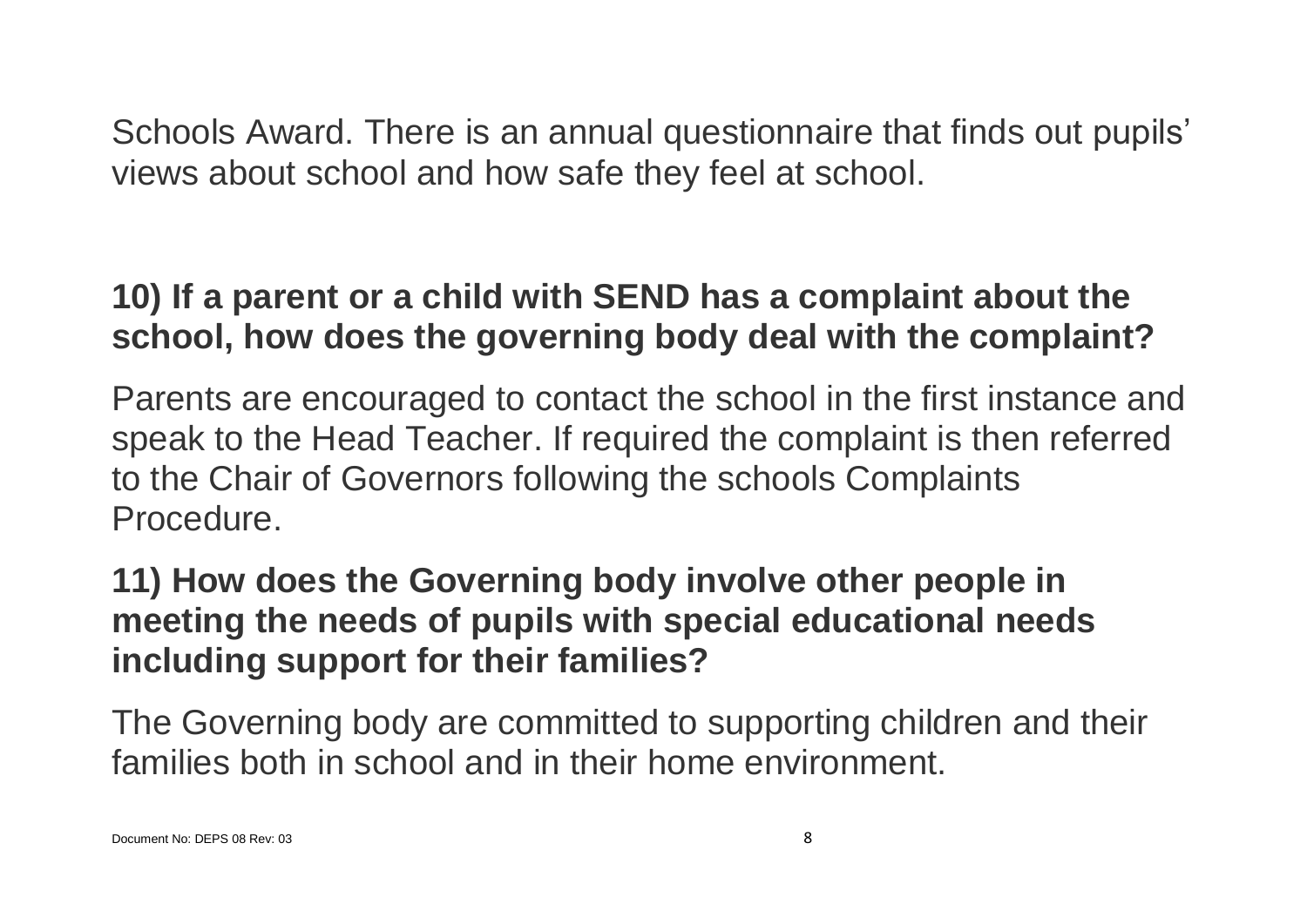Schools Award. There is an annual questionnaire that finds out pupils' views about school and how safe they feel at school.

**10) If a parent or a child with SEND has a complaint about the school, how does the governing body deal with the complaint?**

Parents are encouraged to contact the school in the first instance and speak to the Head Teacher. If required the complaint is then referred to the Chair of Governors following the schools Complaints Procedure.

**11) How does the Governing body involve other people in meeting the needs of pupils with special educational needs including support for their families?**

The Governing body are committed to supporting children and their families both in school and in their home environment.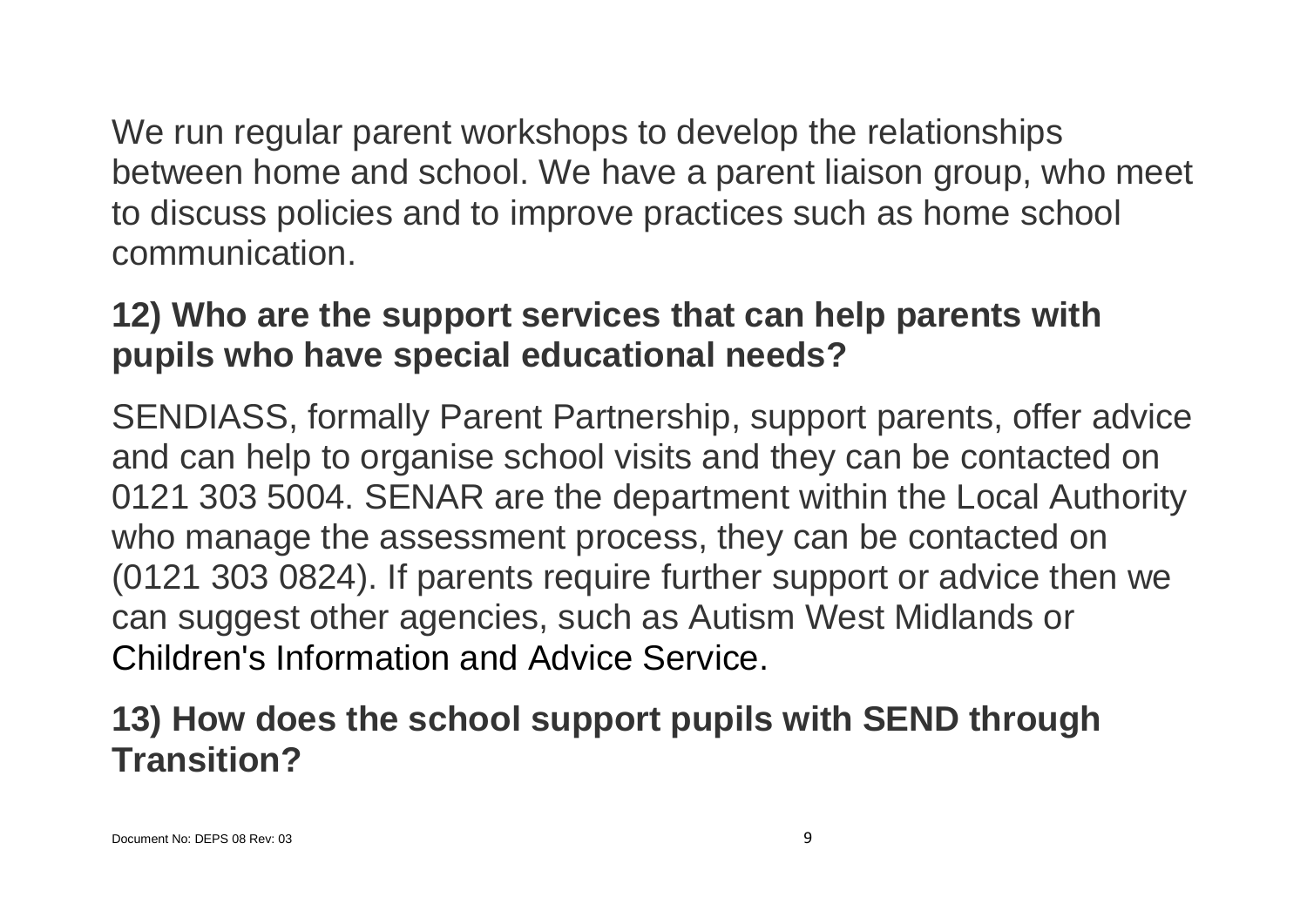We run regular parent workshops to develop the relationships between home and school. We have a parent liaison group, who meet to discuss policies and to improve practices such as home school communication.

**12) Who are the support services that can help parents with pupils who have special educational needs?**

SENDIASS, formally Parent Partnership, support parents, offer advice and can help to organise school visits and they can be contacted on 0121 303 5004. SENAR are the department within the Local Authority who manage the assessment process, they can be contacted on (0121 303 0824). If parents require further support or advice then we can suggest other agencies, such as Autism West Midlands or Children's Information and Advice Service.

**13) How does the school support pupils with SEND through Transition?**

Document No: DEPS 08 Rev: 03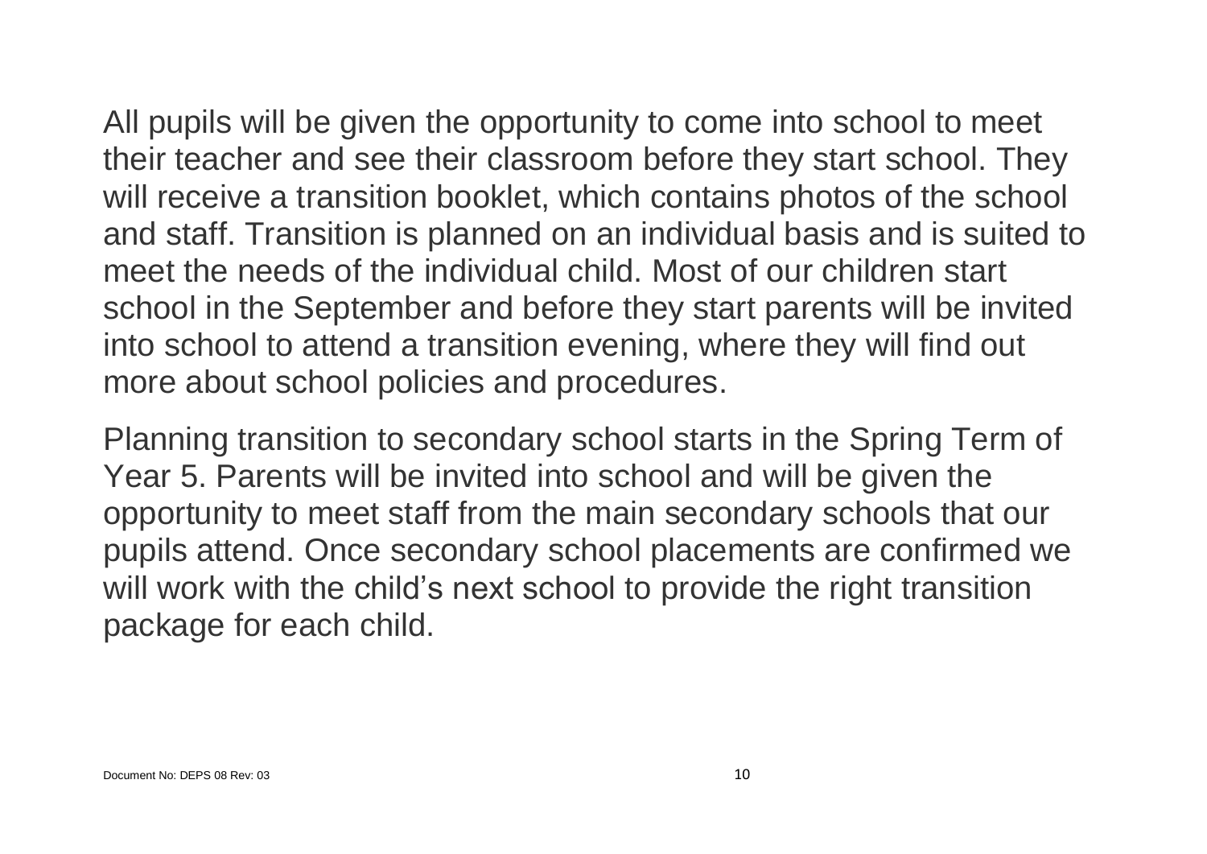All pupils will be given the opportunity to come into school to meet their teacher and see their classroom before they start school. They will receive a transition booklet, which contains photos of the school and staff. Transition is planned on an individual basis and is suited to meet the needs of the individual child. Most of our children start school in the September and before they start parents will be invited into school to attend a transition evening, where they will find out more about school policies and procedures.

Planning transition to secondary school starts in the Spring Term of Year 5. Parents will be invited into school and will be given the opportunity to meet staff from the main secondary schools that our pupils attend. Once secondary school placements are confirmed we will work with the child's next school to provide the right transition package for each child.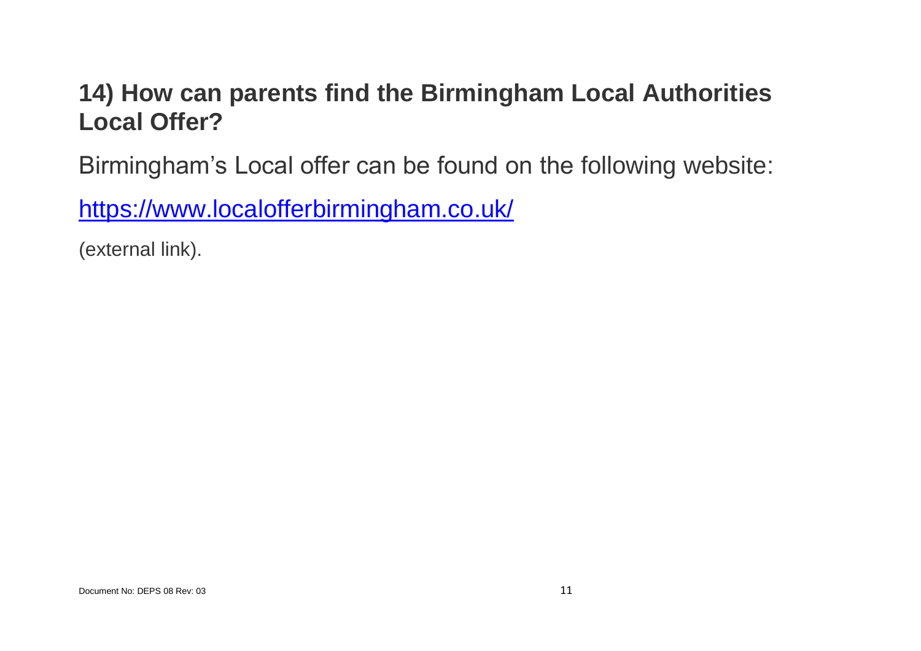## 14) How can parents find the Birmingham Local Authorities Local Offer?

Birmingham's Local offer can be found on the following website:

[https://www.localofferbirmingham.co.uk/](https://www.localofferbirmingham.co.uk/)

(external link).